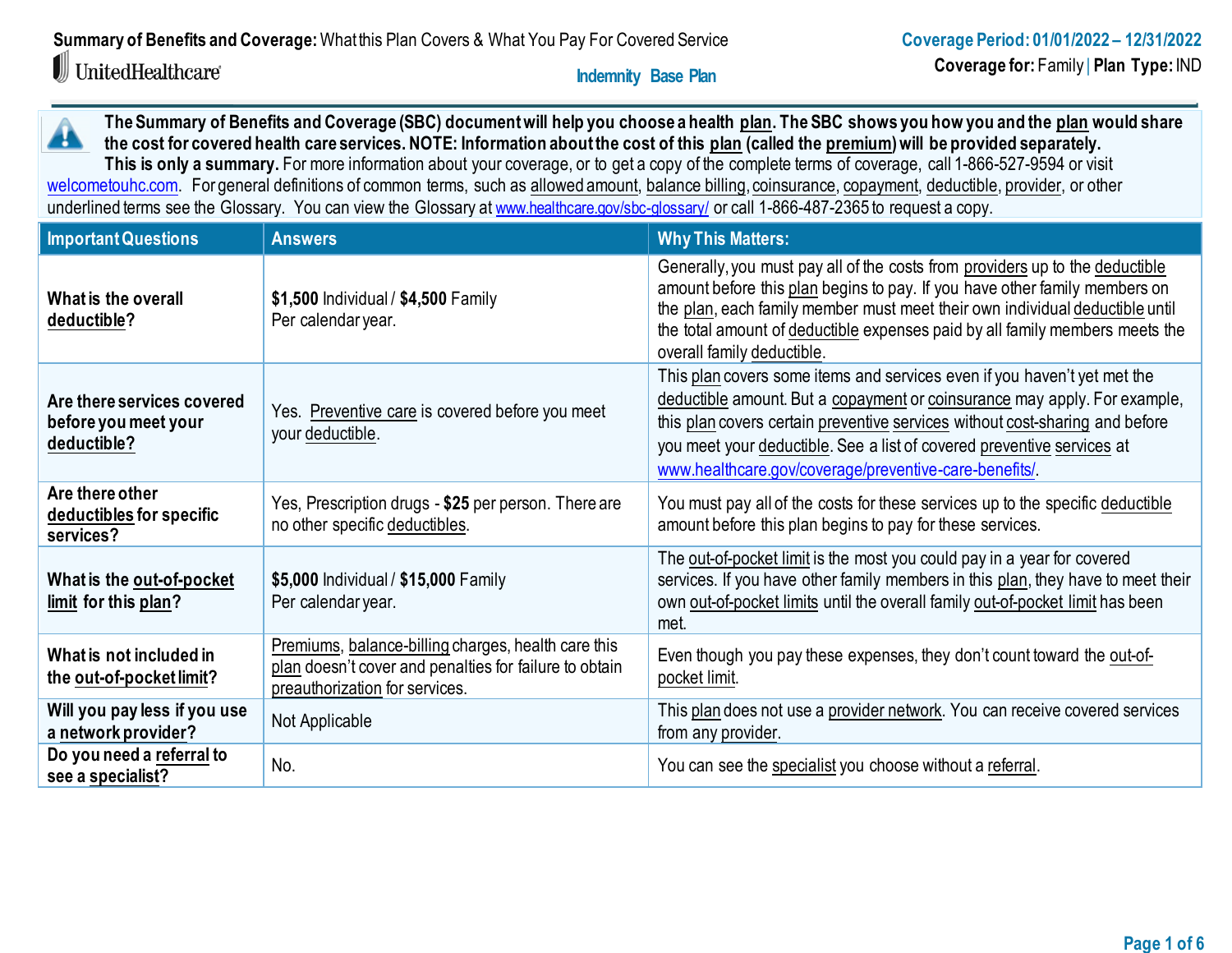**Summary of Benefits and Coverage:** What this Plan Covers & What You Pay For Covered Service

UnitedHealthcare

Indemnity Base Plan

**Coverage Period: 01/01/2022 – 12/31/2022**

**Coverage for:** Family | **Plan Type:** IND

**The Summary of Benefits and Coverage (SBC) document will help you choose a health plan. The SBC shows you how you and the plan would share the cost for covered health care services. NOTE: Information about the cost of this plan (called the premium) will be provided separately.**
**This is only a summary.** For more information about your coverage, or to get a copy of the complete terms of coverage, call 1-866-527-9594 or visit welcometouhc.com. For general definitions of common terms, such as allowed amount, balance billing, coinsurance, copayment, deductible, provider, or other underlined terms see the Glossary. You can view the Glossary at www.healthcare.gov/sbc-glossary/ or call 1-866-487-2365 to request a copy.

| Important Questions | Answers | Why This Matters: |
|---|---|---|
| **What is the overall deductible?** | **$1,500** Individual / **$4,500** Family Per calendar year. | Generally, you must pay all of the costs from providers up to the deductible amount before this plan begins to pay. If you have other family members on the plan, each family member must meet their own individual deductible until the total amount of deductible expenses paid by all family members meets the overall family deductible. |
| **Are there services covered before you meet your deductible?** | Yes. Preventive care is covered before you meet your deductible. | This plan covers some items and services even if you haven't yet met the deductible amount. But a copayment or coinsurance may apply. For example, this plan covers certain preventive services without cost-sharing and before you meet your deductible. See a list of covered preventive services at www.healthcare.gov/coverage/preventive-care-benefits/. |
| **Are there other deductibles for specific services?** | Yes, Prescription drugs - **$25** per person. There are no other specific deductibles. | You must pay all of the costs for these services up to the specific deductible amount before this plan begins to pay for these services. |
| **What is the out-of-pocket limit for this plan?** | **$5,000** Individual / **$15,000** Family Per calendar year. | The out-of-pocket limit is the most you could pay in a year for covered services. If you have other family members in this plan, they have to meet their own out-of-pocket limits until the overall family out-of-pocket limit has been met. |
| **What is not included in the out-of-pocket limit?** | Premiums, balance-billing charges, health care this plan doesn't cover and penalties for failure to obtain preauthorization for services. | Even though you pay these expenses, they don't count toward the out-of-pocket limit. |
| **Will you pay less if you use a network provider?** | Not Applicable | This plan does not use a provider network. You can receive covered services from any provider. |
| **Do you need a referral to see a specialist?** | No. | You can see the specialist you choose without a referral. |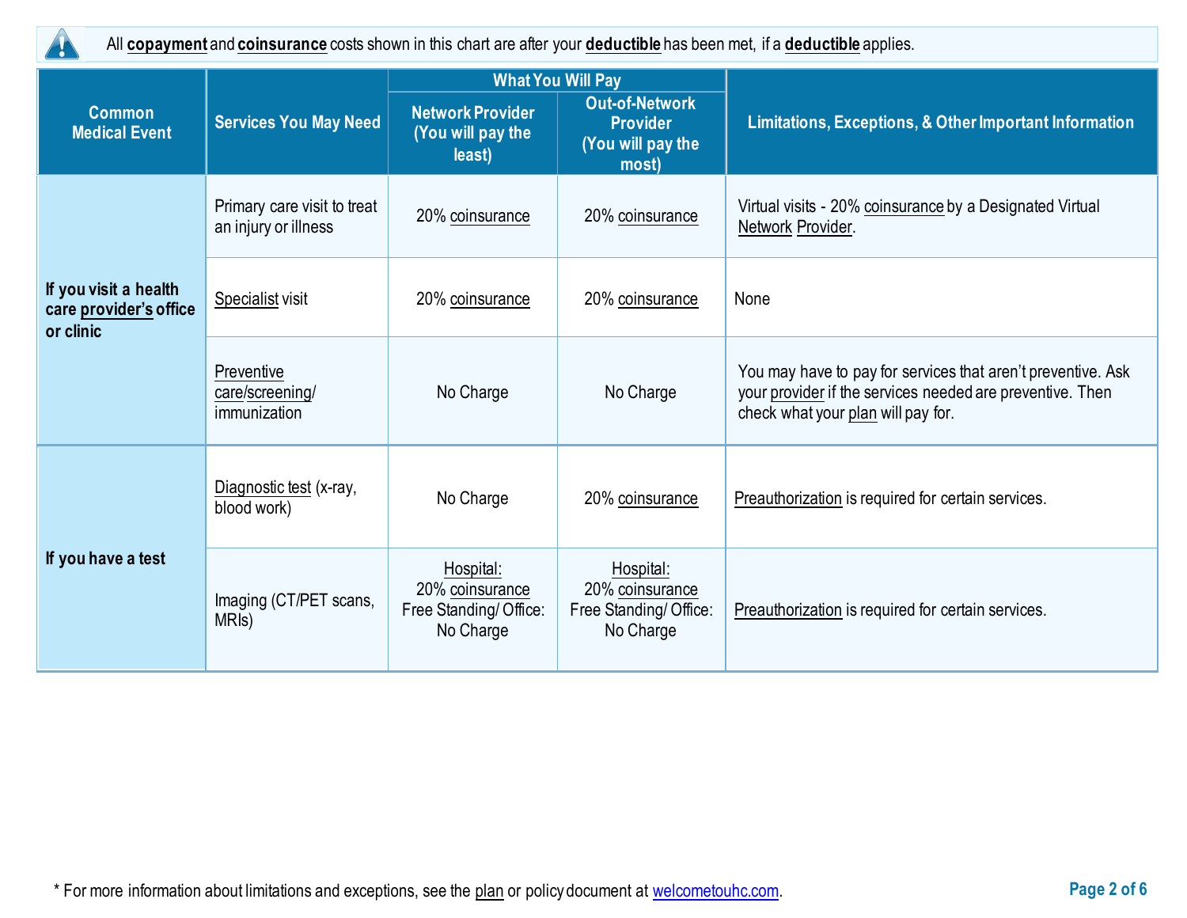All **copayment** and **coinsurance** costs shown in this chart are after your **deductible** has been met, if a **deductible** applies.

| Common Medical Event | Services You May Need | What You Will Pay | | Limitations, Exceptions, & Other Important Information |
|---|---|---|---|---|
| | | Network Provider (You will pay the least) | Out-of-Network Provider (You will pay the most) | |
| If you visit a health care provider's office or clinic | Primary care visit to treat an injury or illness | 20% coinsurance | 20% coinsurance | Virtual visits - 20% coinsurance by a Designated Virtual Network Provider. |
| | Specialist visit | 20% coinsurance | 20% coinsurance | None |
| | Preventive care/screening/ immunization | No Charge | No Charge | You may have to pay for services that aren't preventive. Ask your provider if the services needed are preventive. Then check what your plan will pay for. |
| If you have a test | Diagnostic test (x-ray, blood work) | No Charge | 20% coinsurance | Preauthorization is required for certain services. |
| | Imaging (CT/PET scans, MRIs) | Hospital: 20% coinsurance Free Standing/ Office: No Charge | Hospital: 20% coinsurance Free Standing/ Office: No Charge | Preauthorization is required for certain services. |

* For more information about limitations and exceptions, see the plan or policy document at welcometouhc.com.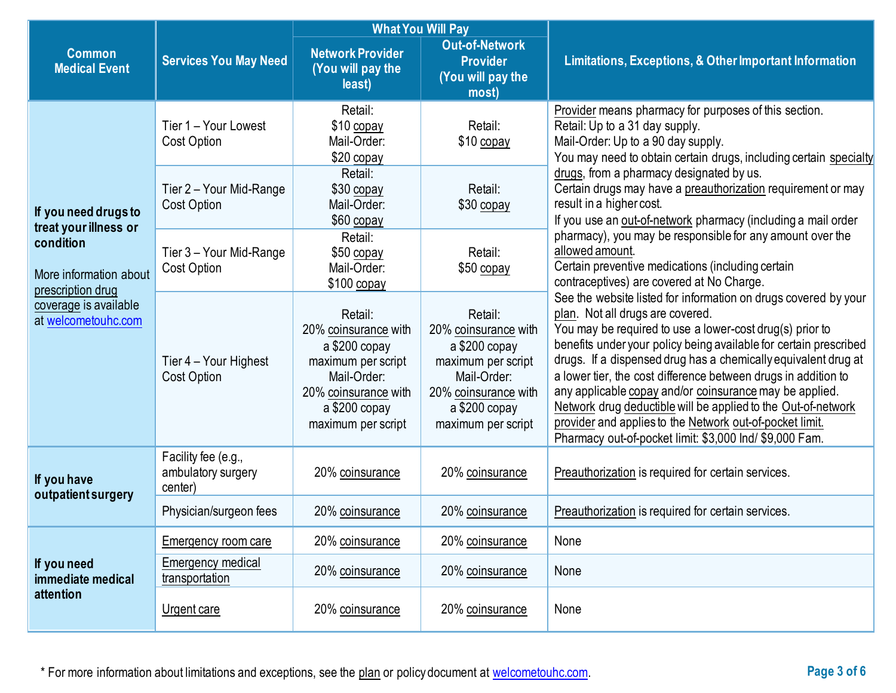| Common Medical Event | Services You May Need | What You Will Pay | | Limitations, Exceptions, & Other Important Information |
|---|---|---|---|---|
| | | Network Provider (You will pay the least) | Out-of-Network Provider (You will pay the most) | |
| **If you need drugs to treat your illness or condition**<br><br>More information about prescription drug coverage is available at welcometouhc.com | Tier 1 – Your Lowest Cost Option | Retail: $10 copay<br>Mail-Order: $20 copay | Retail: $10 copay | Provider means pharmacy for purposes of this section.<br>Retail: Up to a 31 day supply.<br>Mail-Order: Up to a 90 day supply.<br>You may need to obtain certain drugs, including certain specialty drugs, from a pharmacy designated by us.<br>Certain drugs may have a preauthorization requirement or may result in a higher cost.<br>If you use an out-of-network pharmacy (including a mail order pharmacy), you may be responsible for any amount over the allowed amount.<br>Certain preventive medications (including certain contraceptives) are covered at No Charge.<br>See the website listed for information on drugs covered by your plan. Not all drugs are covered.<br>You may be required to use a lower-cost drug(s) prior to benefits under your policy being available for certain prescribed drugs. If a dispensed drug has a chemically equivalent drug at a lower tier, the cost difference between drugs in addition to any applicable copay and/or coinsurance may be applied.<br>Network drug deductible will be applied to the Out-of-network provider and applies to the Network out-of-pocket limit.<br>Pharmacy out-of-pocket limit: $3,000 Ind/ $9,000 Fam. |
| | Tier 2 – Your Mid-Range Cost Option | Retail: $30 copay<br>Mail-Order: $60 copay | Retail: $30 copay | |
| | Tier 3 – Your Mid-Range Cost Option | Retail: $50 copay<br>Mail-Order: $100 copay | Retail: $50 copay | |
| | Tier 4 – Your Highest Cost Option | Retail: 20% coinsurance with a $200 copay maximum per script<br>Mail-Order: 20% coinsurance with a $200 copay maximum per script | Retail: 20% coinsurance with a $200 copay maximum per script<br>Mail-Order: 20% coinsurance with a $200 copay maximum per script | |
| **If you have outpatient surgery** | Facility fee (e.g., ambulatory surgery center) | 20% coinsurance | 20% coinsurance | Preauthorization is required for certain services. |
| | Physician/surgeon fees | 20% coinsurance | 20% coinsurance | Preauthorization is required for certain services. |
| **If you need immediate medical attention** | Emergency room care | 20% coinsurance | 20% coinsurance | None |
| | Emergency medical transportation | 20% coinsurance | 20% coinsurance | None |
| | Urgent care | 20% coinsurance | 20% coinsurance | None |

* For more information about limitations and exceptions, see the plan or policy document at welcometouhc.com.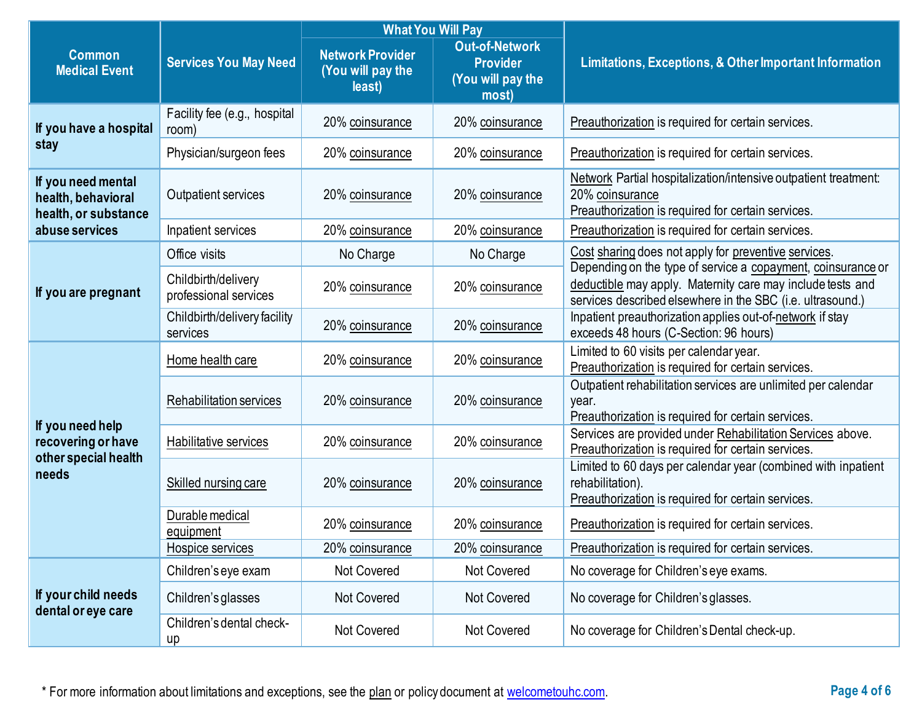| Common Medical Event | Services You May Need | What You Will Pay | | Limitations, Exceptions, & Other Important Information |
|---|---|---|---|---|
| | | Network Provider (You will pay the least) | Out-of-Network Provider (You will pay the most) | |
| If you have a hospital stay | Facility fee (e.g., hospital room) | 20% coinsurance | 20% coinsurance | Preauthorization is required for certain services. |
| | Physician/surgeon fees | 20% coinsurance | 20% coinsurance | Preauthorization is required for certain services. |
| If you need mental health, behavioral health, or substance abuse services | Outpatient services | 20% coinsurance | 20% coinsurance | Network Partial hospitalization/intensive outpatient treatment: 20% coinsurance<br>Preauthorization is required for certain services. |
| | Inpatient services | 20% coinsurance | 20% coinsurance | Preauthorization is required for certain services. |
| If you are pregnant | Office visits | No Charge | No Charge | Cost sharing does not apply for preventive services. Depending on the type of service a copayment, coinsurance or deductible may apply. Maternity care may include tests and services described elsewhere in the SBC (i.e. ultrasound.) |
| | Childbirth/delivery professional services | 20% coinsurance | 20% coinsurance | |
| | Childbirth/delivery facility services | 20% coinsurance | 20% coinsurance | Inpatient preauthorization applies out-of-network if stay exceeds 48 hours (C-Section: 96 hours) |
| If you need help recovering or have other special health needs | Home health care | 20% coinsurance | 20% coinsurance | Limited to 60 visits per calendar year.<br>Preauthorization is required for certain services. |
| | Rehabilitation services | 20% coinsurance | 20% coinsurance | Outpatient rehabilitation services are unlimited per calendar year.<br>Preauthorization is required for certain services. |
| | Habilitative services | 20% coinsurance | 20% coinsurance | Services are provided under Rehabilitation Services above.<br>Preauthorization is required for certain services. |
| | Skilled nursing care | 20% coinsurance | 20% coinsurance | Limited to 60 days per calendar year (combined with inpatient rehabilitation).<br>Preauthorization is required for certain services. |
| | Durable medical equipment | 20% coinsurance | 20% coinsurance | Preauthorization is required for certain services. |
| | Hospice services | 20% coinsurance | 20% coinsurance | Preauthorization is required for certain services. |
| If your child needs dental or eye care | Children's eye exam | Not Covered | Not Covered | No coverage for Children's eye exams. |
| | Children's glasses | Not Covered | Not Covered | No coverage for Children's glasses. |
| | Children's dental check-up | Not Covered | Not Covered | No coverage for Children's Dental check-up. |

\* For more information about limitations and exceptions, see the plan or policy document at welcometouhc.com.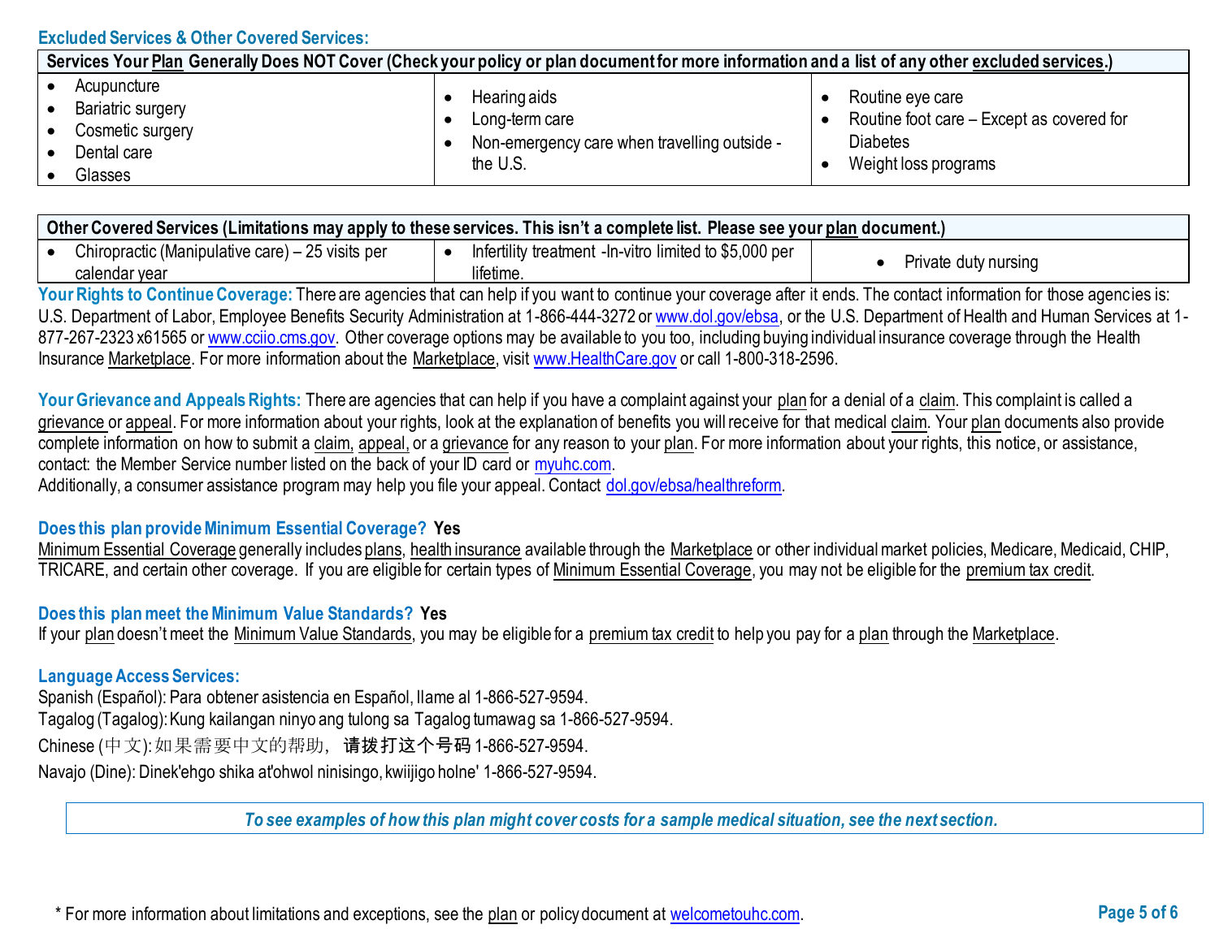## Excluded Services & Other Covered Services:

| Services Your Plan Generally Does NOT Cover (Check your policy or plan document for more information and a list of any other excluded services.) | | |
|---|---|---|
| • Acupuncture<br>• Bariatric surgery<br>• Cosmetic surgery<br>• Dental care<br>• Glasses | • Hearing aids<br>• Long-term care<br>• Non-emergency care when travelling outside - the U.S. | • Routine eye care<br>• Routine foot care – Except as covered for Diabetes<br>• Weight loss programs |

| Other Covered Services (Limitations may apply to these services. This isn't a complete list. Please see your plan document.) | | |
|---|---|---|
| • Chiropractic (Manipulative care) – 25 visits per calendar year | • Infertility treatment -In-vitro limited to $5,000 per lifetime. | • Private duty nursing |

**Your Rights to Continue Coverage:** There are agencies that can help if you want to continue your coverage after it ends. The contact information for those agencies is: U.S. Department of Labor, Employee Benefits Security Administration at 1-866-444-3272 or www.dol.gov/ebsa, or the U.S. Department of Health and Human Services at 1-877-267-2323 x61565 or www.cciio.cms.gov. Other coverage options may be available to you too, including buying individual insurance coverage through the Health Insurance Marketplace. For more information about the Marketplace, visit www.HealthCare.gov or call 1-800-318-2596.

**Your Grievance and Appeals Rights:** There are agencies that can help if you have a complaint against your plan for a denial of a claim. This complaint is called a grievance or appeal. For more information about your rights, look at the explanation of benefits you will receive for that medical claim. Your plan documents also provide complete information on how to submit a claim, appeal, or a grievance for any reason to your plan. For more information about your rights, this notice, or assistance, contact: the Member Service number listed on the back of your ID card or myuhc.com.
Additionally, a consumer assistance program may help you file your appeal. Contact dol.gov/ebsa/healthreform.

**Does this plan provide Minimum Essential Coverage? Yes**
Minimum Essential Coverage generally includes plans, health insurance available through the Marketplace or other individual market policies, Medicare, Medicaid, CHIP, TRICARE, and certain other coverage. If you are eligible for certain types of Minimum Essential Coverage, you may not be eligible for the premium tax credit.

**Does this plan meet the Minimum Value Standards? Yes**
If your plan doesn't meet the Minimum Value Standards, you may be eligible for a premium tax credit to help you pay for a plan through the Marketplace.

**Language Access Services:**
Spanish (Español): Para obtener asistencia en Español, llame al 1-866-527-9594.
Tagalog (Tagalog): Kung kailangan ninyo ang tulong sa Tagalog tumawag sa 1-866-527-9594.
Chinese (中文): 如果需要中文的帮助，**请拨打这个号码** 1-866-527-9594.
Navajo (Dine): Dinek'ehgo shika at'ohwol ninisingo, kwiijigo holne' 1-866-527-9594.

*To see examples of how this plan might cover costs for a sample medical situation, see the next section.*

\* For more information about limitations and exceptions, see the plan or policy document at welcometouhc.com.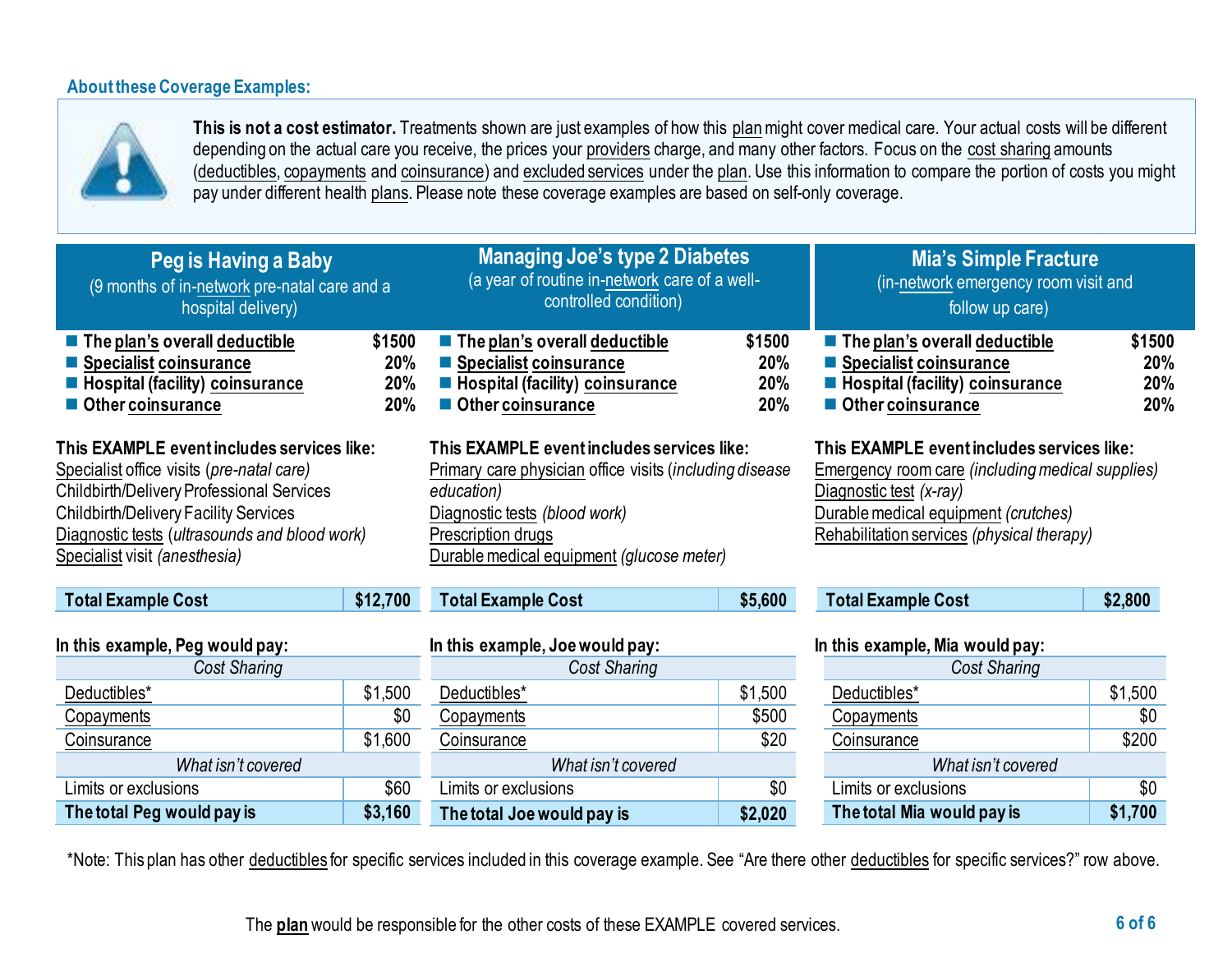## About these Coverage Examples:

**This is not a cost estimator.** Treatments shown are just examples of how this plan might cover medical care. Your actual costs will be different depending on the actual care you receive, the prices your providers charge, and many other factors. Focus on the cost sharing amounts (deductibles, copayments and coinsurance) and excluded services under the plan. Use this information to compare the portion of costs you might pay under different health plans. Please note these coverage examples are based on self-only coverage.

### Peg is Having a Baby
(9 months of in-network pre-natal care and a hospital delivery)

- **The plan's overall deductible** **$1500**
- **Specialist coinsurance** **20%**
- **Hospital (facility) coinsurance** **20%**
- **Other coinsurance** **20%**

**This EXAMPLE event includes services like:**
Specialist office visits (*pre-natal care)*
Childbirth/Delivery Professional Services
Childbirth/Delivery Facility Services
Diagnostic tests (*ultrasounds and blood work)*
Specialist visit *(anesthesia)*

| **Total Example Cost** | **$12,700** |
|---|---|

**In this example, Peg would pay:**

| *Cost Sharing* | |
|---|---|
| Deductibles* | $1,500 |
| Copayments | $0 |
| Coinsurance | $1,600 |
| *What isn't covered* | |
| Limits or exclusions | $60 |
| **The total Peg would pay is** | **$3,160** |

### Managing Joe's type 2 Diabetes
(a year of routine in-network care of a well-controlled condition)

- **The plan's overall deductible** **$1500**
- **Specialist coinsurance** **20%**
- **Hospital (facility) coinsurance** **20%**
- **Other coinsurance** **20%**

**This EXAMPLE event includes services like:**
Primary care physician office visits (*including disease education)*
Diagnostic tests *(blood work)*
Prescription drugs
Durable medical equipment *(glucose meter)*

| **Total Example Cost** | **$5,600** |
|---|---|

**In this example, Joe would pay:**

| *Cost Sharing* | |
|---|---|
| Deductibles* | $1,500 |
| Copayments | $500 |
| Coinsurance | $20 |
| *What isn't covered* | |
| Limits or exclusions | $0 |
| **The total Joe would pay is** | **$2,020** |

### Mia's Simple Fracture
(in-network emergency room visit and follow up care)

- **The plan's overall deductible** **$1500**
- **Specialist coinsurance** **20%**
- **Hospital (facility) coinsurance** **20%**
- **Other coinsurance** **20%**

**This EXAMPLE event includes services like:**
Emergency room care *(including medical supplies)*
Diagnostic test *(x-ray)*
Durable medical equipment *(crutches)*
Rehabilitation services *(physical therapy)*

| **Total Example Cost** | **$2,800** |
|---|---|

**In this example, Mia would pay:**

| *Cost Sharing* | |
|---|---|
| Deductibles* | $1,500 |
| Copayments | $0 |
| Coinsurance | $200 |
| *What isn't covered* | |
| Limits or exclusions | $0 |
| **The total Mia would pay is** | **$1,700** |

*Note: This plan has other deductibles for specific services included in this coverage example. See "Are there other deductibles for specific services?" row above.

The **plan** would be responsible for the other costs of these EXAMPLE covered services.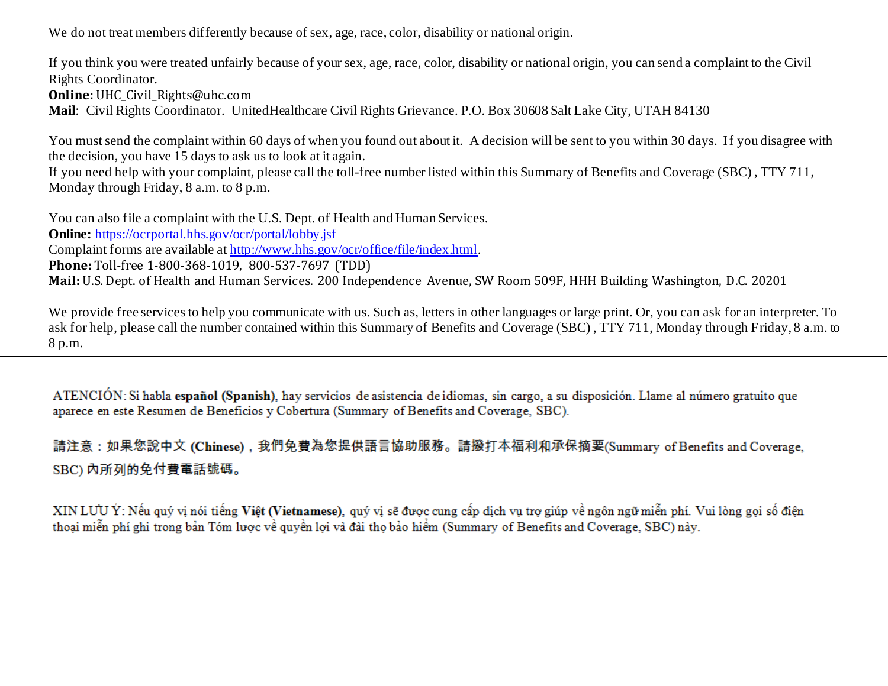We do not treat members differently because of sex, age, race, color, disability or national origin.

If you think you were treated unfairly because of your sex, age, race, color, disability or national origin, you can send a complaint to the Civil Rights Coordinator.
**Online:** UHC_Civil_Rights@uhc.com
**Mail**: Civil Rights Coordinator. UnitedHealthcare Civil Rights Grievance. P.O. Box 30608 Salt Lake City, UTAH 84130

You must send the complaint within 60 days of when you found out about it. A decision will be sent to you within 30 days. If you disagree with the decision, you have 15 days to ask us to look at it again.
If you need help with your complaint, please call the toll-free number listed within this Summary of Benefits and Coverage (SBC) , TTY 711, Monday through Friday, 8 a.m. to 8 p.m.

You can also file a complaint with the U.S. Dept. of Health and Human Services.
**Online:** https://ocrportal.hhs.gov/ocr/portal/lobby.jsf
Complaint forms are available at http://www.hhs.gov/ocr/office/file/index.html.
**Phone:** Toll-free 1-800-368-1019, 800-537-7697 (TDD)
**Mail:** U.S. Dept. of Health and Human Services. 200 Independence Avenue, SW Room 509F, HHH Building Washington, D.C. 20201

We provide free services to help you communicate with us. Such as, letters in other languages or large print. Or, you can ask for an interpreter. To ask for help, please call the number contained within this Summary of Benefits and Coverage (SBC) , TTY 711, Monday through Friday, 8 a.m. to 8 p.m.

---

ATENCIÓN: Si habla **español (Spanish)**, hay servicios de asistencia de idiomas, sin cargo, a su disposición. Llame al número gratuito que aparece en este Resumen de Beneficios y Cobertura (Summary of Benefits and Coverage, SBC).

請注意：如果您說中文 **(Chinese)**，我們免費為您提供語言協助服務。請撥打本福利和承保摘要(Summary of Benefits and Coverage, SBC) 內所列的免付費電話號碼。

XIN LƯU Ý: Nếu quý vị nói tiếng **Việt (Vietnamese)**, quý vị sẽ được cung cấp dịch vụ trợ giúp về ngôn ngữ miễn phí. Vui lòng gọi số điện thoại miễn phí ghi trong bản Tóm lược về quyền lợi và đài thọ bảo hiểm (Summary of Benefits and Coverage, SBC) này.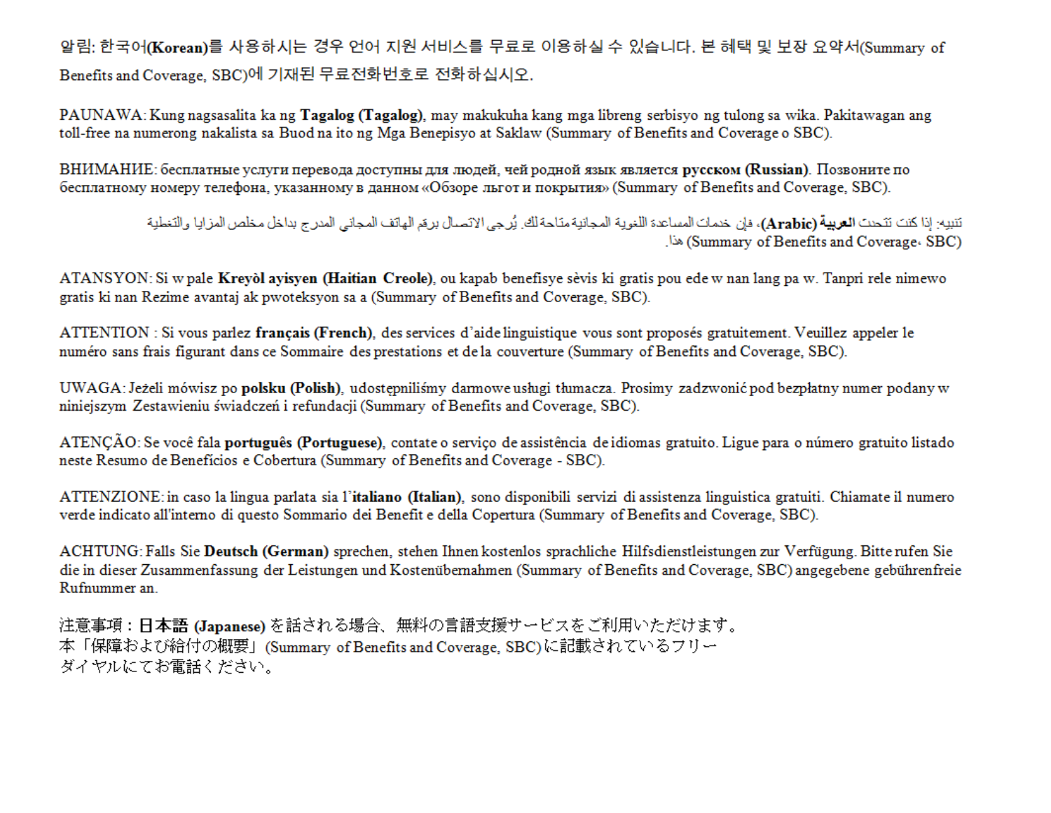알림: 한국어(**Korean**)를 사용하시는 경우 언어 지원 서비스를 무료로 이용하실 수 있습니다. 본 혜택 및 보장 요약서(Summary of Benefits and Coverage, SBC)에 기재된 무료전화번호로 전화하십시오.

PAUNAWA: Kung nagsasalita ka ng **Tagalog (Tagalog)**, may makukuha kang mga libreng serbisyo ng tulong sa wika. Pakitawagan ang toll-free na numerong nakalista sa Buod na ito ng Mga Benepisyo at Saklaw (Summary of Benefits and Coverage o SBC).

ВНИМАНИЕ: бесплатные услуги перевода доступны для людей, чей родной язык является **русском (Russian)**. Позвоните по бесплатному номеру телефона, указанному в данном «Обзоре льгот и покрытия» (Summary of Benefits and Coverage, SBC).

تنبيه: إذا كنت تتحدث **العربية (Arabic)**، فإن خدمات المساعدة اللغوية المجانية متاحة لك. يُرجى الاتصال برقم الهاتف المجاني المدرج بداخل مخلص المزايا والتغطية هذا (Summary of Benefits and Coverage، SBC).

ATANSYON: Si w pale **Kreyòl ayisyen (Haitian Creole)**, ou kapab benefisye sèvis ki gratis pou ede w nan lang pa w. Tanpri rele nimewo gratis ki nan Rezime avantaj ak pwoteksyon sa a (Summary of Benefits and Coverage, SBC).

ATTENTION : Si vous parlez **français (French)**, des services d'aide linguistique vous sont proposés gratuitement. Veuillez appeler le numéro sans frais figurant dans ce Sommaire des prestations et de la couverture (Summary of Benefits and Coverage, SBC).

UWAGA: Jeżeli mówisz po **polsku (Polish)**, udostępniliśmy darmowe usługi tłumacza. Prosimy zadzwonić pod bezpłatny numer podany w niniejszym Zestawieniu świadczeń i refundacji (Summary of Benefits and Coverage, SBC).

ATENÇÃO: Se você fala **português (Portuguese)**, contate o serviço de assistência de idiomas gratuito. Ligue para o número gratuito listado neste Resumo de Benefícios e Cobertura (Summary of Benefits and Coverage - SBC).

ATTENZIONE: in caso la lingua parlata sia l'**italiano (Italian)**, sono disponibili servizi di assistenza linguistica gratuiti. Chiamate il numero verde indicato all'interno di questo Sommario dei Benefit e della Copertura (Summary of Benefits and Coverage, SBC).

ACHTUNG: Falls Sie **Deutsch (German)** sprechen, stehen Ihnen kostenlos sprachliche Hilfsdienstleistungen zur Verfügung. Bitte rufen Sie die in dieser Zusammenfassung der Leistungen und Kostenübernahmen (Summary of Benefits and Coverage, SBC) angegebene gebührenfreie Rufnummer an.

注意事項：**日本語 (Japanese)** を話される場合、無料の言語支援サービスをご利用いただけます。本「保障および給付の概要」(Summary of Benefits and Coverage, SBC)に記載されているフリーダイヤルにてお電話ください。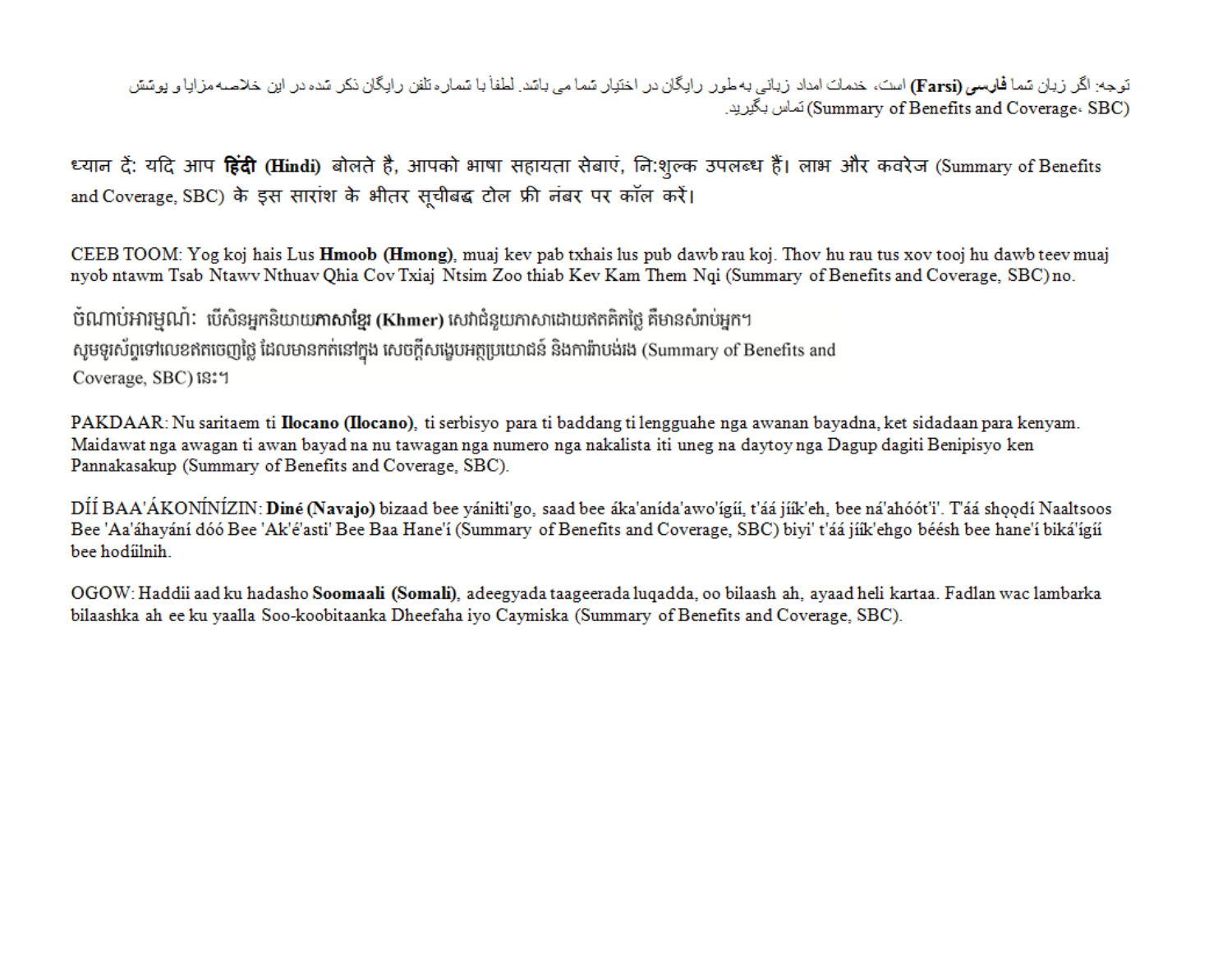توجه: اگر زبان شما **فارسی (Farsi)** است، خدمات امداد زبانی به‌طور رایگان در اختیار شما می باشد. لطفاً با شماره تلفن رایگان ذکر شده در این خلاصه مزایا و پوشش (Summary of Benefits and Coverage، SBC) تماس بگیرید.

ध्यान दें: यदि आप **हिंदी (Hindi)** बोलते है, आपको भाषा सहायता सेवाएं, नि:शुल्क उपलब्ध हैं। लाभ और कवरेज (Summary of Benefits and Coverage, SBC) के इस सारांश के भीतर सूचीबद्ध टोल फ्री नंबर पर कॉल करें।

CEEB TOOM: Yog koj hais Lus **Hmoob (Hmong)**, muaj kev pab txhais lus pub dawb rau koj. Thov hu rau tus xov tooj hu dawb teev muaj nyob ntawm Tsab Ntawv Nthuav Qhia Cov Txiaj Ntsim Zoo thiab Kev Kam Them Nqi (Summary of Benefits and Coverage, SBC) no.

ចំណាប់អារម្មណ៍៖ បើសិនអ្នកនិយាយ**ភាសាខ្មែរ (Khmer)** សេវាជំនួយភាសាដោយឥតគិតថ្លៃ គឺមានសំរាប់អ្នក។ សូមទូរស័ព្ទទៅលេខឥតចេញថ្លៃ ដែលមានកត់នៅក្នុង សេចក្តីសង្ខេបអត្ថប្រយោជន៍ និងការរ៉ាប់រង (Summary of Benefits and Coverage, SBC) នេះ។

PAKDAAR: Nu saritaem ti **Ilocano (Ilocano)**, ti serbisyo para ti baddang ti lengguahe nga awanan bayadna, ket sidadaan para kenyam. Maidawat nga awagan ti awan bayad na nu tawagan nga numero nga nakalista iti uneg na daytoy nga Dagup dagiti Benipisyo ken Pannakasakup (Summary of Benefits and Coverage, SBC).

DÍÍ BAA'ÁKONÍNÍZIN: **Diné (Navajo)** bizaad bee yáníłti'go, saad bee áka'anída'awo'ígíí, t'áá jiik'eh, bee ná'ahóót'i'. T'áá shǫǫdí Naaltsoos Bee 'Aa'áhayání dóó Bee 'Ak'é'asti' Bee Baa Hane'í (Summary of Benefits and Coverage, SBC) biyi' t'áá jiik'ehgo béésh bee hane'í biká'ígíí bee hodíílnih.

OGOW: Haddii aad ku hadasho **Soomaali (Somali)**, adeegyada taageerada luqadda, oo bilaash ah, ayaad heli kartaa. Fadlan wac lambarka bilaashka ah ee ku yaalla Soo-koobitaanka Dheefaha iyo Caymiska (Summary of Benefits and Coverage, SBC).